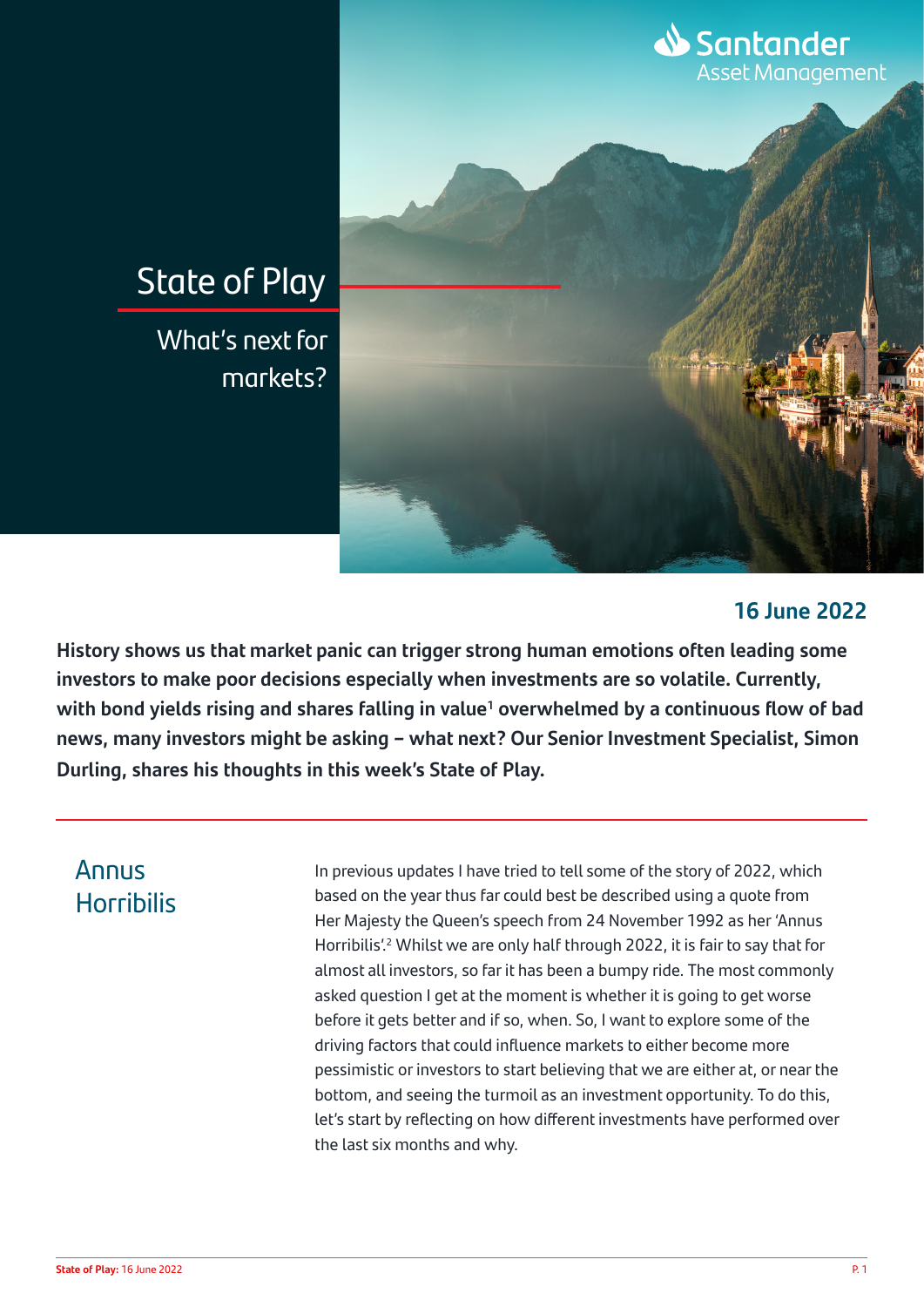# State of Play

## What's next for markets?

**16 June 2022**

**History shows us that market panic can trigger strong human emotions often leading some investors to make poor decisions especially when investments are so volatile. Currently, with bond yields rising and shares falling in value[1] overwhelmed by a continuous flow of bad news, many investors might be asking – what next? Our Senior Investment Specialist, Simon Durling, shares his thoughts in this week's State of Play.**

## Annus Horribilis

In previous updates I have tried to tell some of the story of 2022, which based on the year thus far could best be described using a quote from Her Majesty the Queen's speech from 24 November 1992 as her 'Annus Horribilis'.[2] Whilst we are only half through 2022, it is fair to say that for almost all investors, so far it has been a bumpy ride. The most commonly asked question I get at the moment is whether it is going to get worse before it gets better and if so, when. So, I want to explore some of the driving factors that could influence markets to either become more pessimistic or investors to start believing that we are either at, or near the bottom, and seeing the turmoil as an investment opportunity. To do this, let's start by reflecting on how different investments have performed over the last six months and why.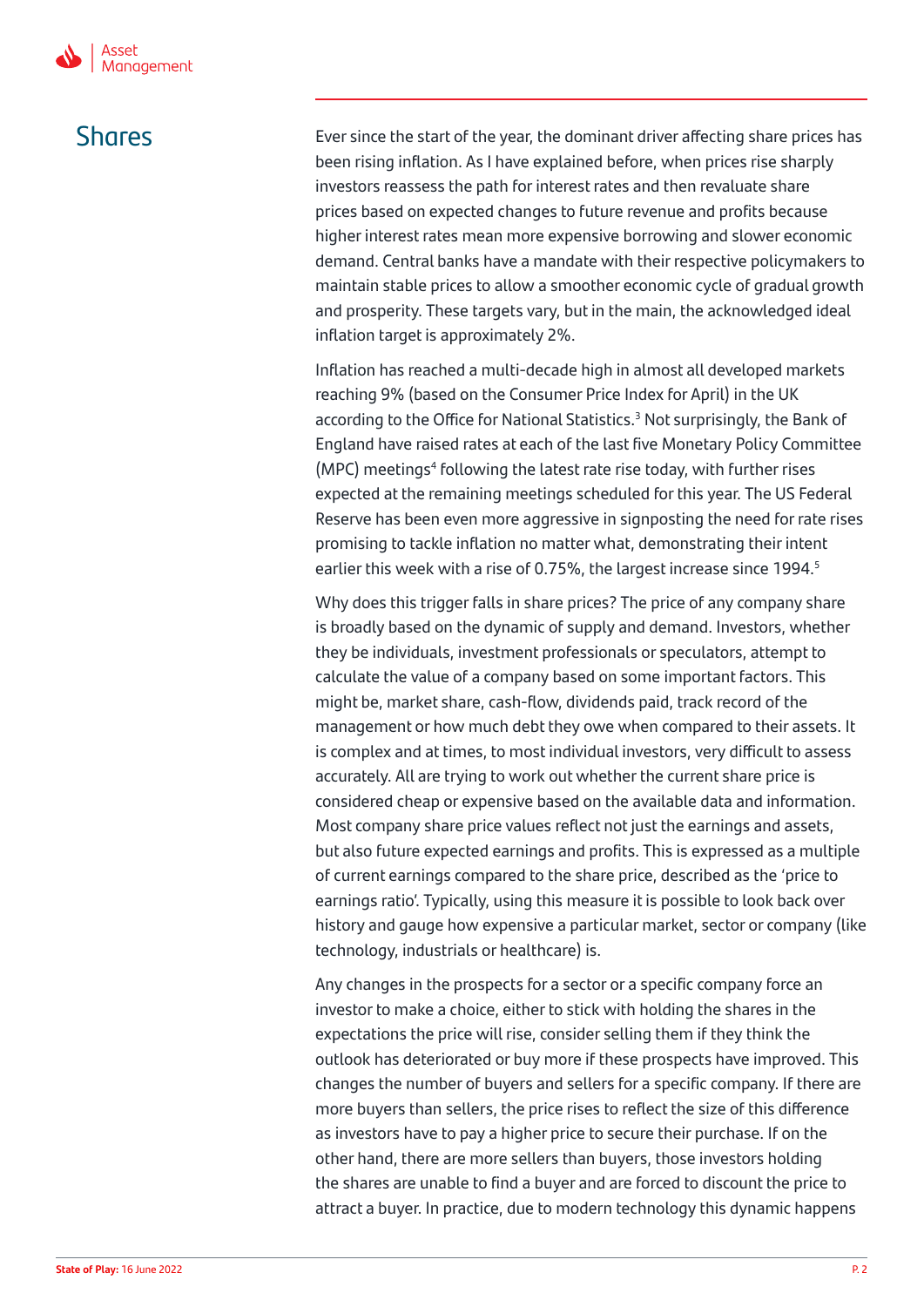## Shares

Ever since the start of the year, the dominant driver affecting share prices has been rising inflation. As I have explained before, when prices rise sharply investors reassess the path for interest rates and then revaluate share prices based on expected changes to future revenue and profits because higher interest rates mean more expensive borrowing and slower economic demand. Central banks have a mandate with their respective policymakers to maintain stable prices to allow a smoother economic cycle of gradual growth and prosperity. These targets vary, but in the main, the acknowledged ideal inflation target is approximately 2%.

Inflation has reached a multi-decade high in almost all developed markets reaching 9% (based on the Consumer Price Index for April) in the UK according to the Office for National Statistics.[3] Not surprisingly, the Bank of England have raised rates at each of the last five Monetary Policy Committee (MPC) meetings[4] following the latest rate rise today, with further rises expected at the remaining meetings scheduled for this year. The US Federal Reserve has been even more aggressive in signposting the need for rate rises promising to tackle inflation no matter what, demonstrating their intent earlier this week with a rise of 0.75%, the largest increase since 1994.[5]

Why does this trigger falls in share prices? The price of any company share is broadly based on the dynamic of supply and demand. Investors, whether they be individuals, investment professionals or speculators, attempt to calculate the value of a company based on some important factors. This might be, market share, cash-flow, dividends paid, track record of the management or how much debt they owe when compared to their assets. It is complex and at times, to most individual investors, very difficult to assess accurately. All are trying to work out whether the current share price is considered cheap or expensive based on the available data and information. Most company share price values reflect not just the earnings and assets, but also future expected earnings and profits. This is expressed as a multiple of current earnings compared to the share price, described as the 'price to earnings ratio'. Typically, using this measure it is possible to look back over history and gauge how expensive a particular market, sector or company (like technology, industrials or healthcare) is.

Any changes in the prospects for a sector or a specific company force an investor to make a choice, either to stick with holding the shares in the expectations the price will rise, consider selling them if they think the outlook has deteriorated or buy more if these prospects have improved. This changes the number of buyers and sellers for a specific company. If there are more buyers than sellers, the price rises to reflect the size of this difference as investors have to pay a higher price to secure their purchase. If on the other hand, there are more sellers than buyers, those investors holding the shares are unable to find a buyer and are forced to discount the price to attract a buyer. In practice, due to modern technology this dynamic happens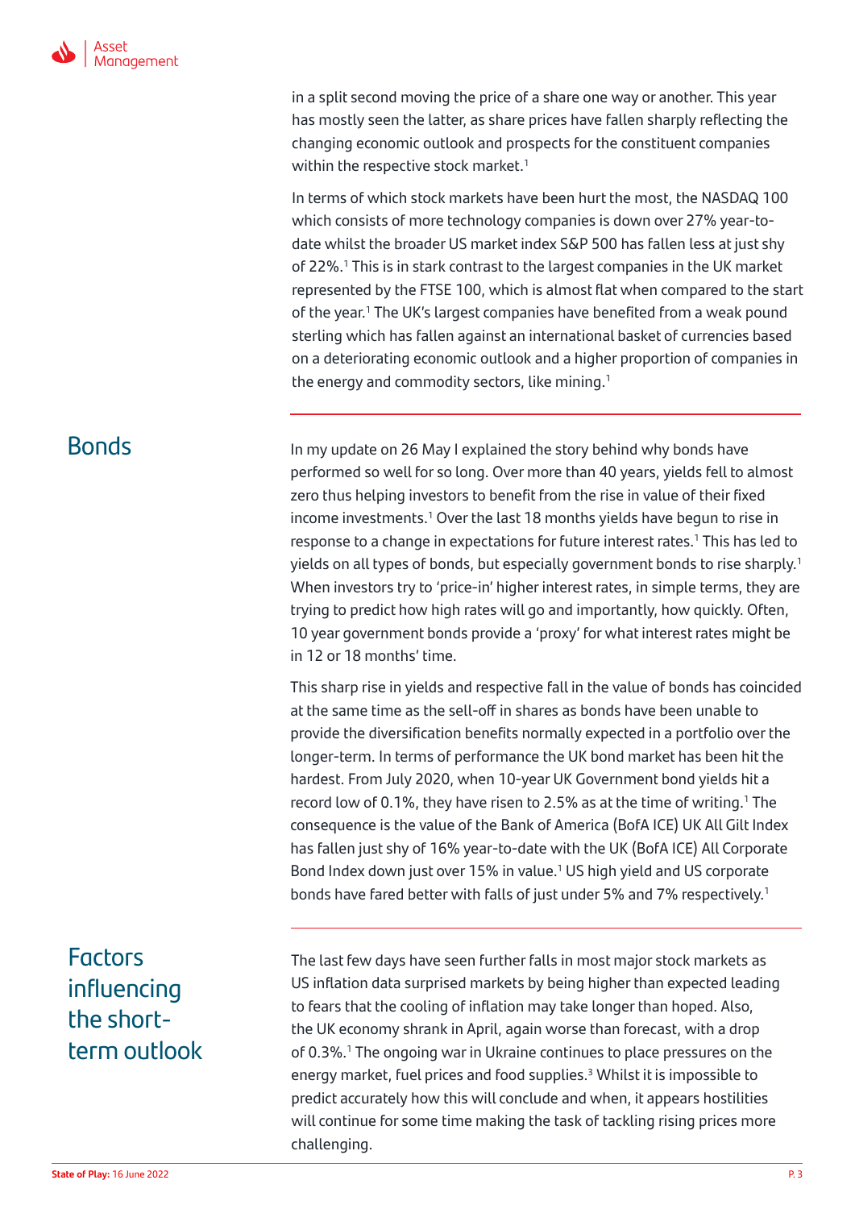in a split second moving the price of a share one way or another. This year has mostly seen the latter, as share prices have fallen sharply reflecting the changing economic outlook and prospects for the constituent companies within the respective stock market.[1]

In terms of which stock markets have been hurt the most, the NASDAQ 100 which consists of more technology companies is down over 27% year-to-date whilst the broader US market index S&P 500 has fallen less at just shy of 22%.[1] This is in stark contrast to the largest companies in the UK market represented by the FTSE 100, which is almost flat when compared to the start of the year.[1] The UK's largest companies have benefited from a weak pound sterling which has fallen against an international basket of currencies based on a deteriorating economic outlook and a higher proportion of companies in the energy and commodity sectors, like mining.[1]

## Bonds

In my update on 26 May I explained the story behind why bonds have performed so well for so long. Over more than 40 years, yields fell to almost zero thus helping investors to benefit from the rise in value of their fixed income investments.[1] Over the last 18 months yields have begun to rise in response to a change in expectations for future interest rates.[1] This has led to yields on all types of bonds, but especially government bonds to rise sharply.[1] When investors try to 'price-in' higher interest rates, in simple terms, they are trying to predict how high rates will go and importantly, how quickly. Often, 10 year government bonds provide a 'proxy' for what interest rates might be in 12 or 18 months' time.

This sharp rise in yields and respective fall in the value of bonds has coincided at the same time as the sell-off in shares as bonds have been unable to provide the diversification benefits normally expected in a portfolio over the longer-term. In terms of performance the UK bond market has been hit the hardest. From July 2020, when 10-year UK Government bond yields hit a record low of 0.1%, they have risen to 2.5% as at the time of writing.[1] The consequence is the value of the Bank of America (BofA ICE) UK All Gilt Index has fallen just shy of 16% year-to-date with the UK (BofA ICE) All Corporate Bond Index down just over 15% in value.[1] US high yield and US corporate bonds have fared better with falls of just under 5% and 7% respectively.[1]

## Factors influencing the short-term outlook

The last few days have seen further falls in most major stock markets as US inflation data surprised markets by being higher than expected leading to fears that the cooling of inflation may take longer than hoped. Also, the UK economy shrank in April, again worse than forecast, with a drop of 0.3%.[1] The ongoing war in Ukraine continues to place pressures on the energy market, fuel prices and food supplies.[3] Whilst it is impossible to predict accurately how this will conclude and when, it appears hostilities will continue for some time making the task of tackling rising prices more challenging.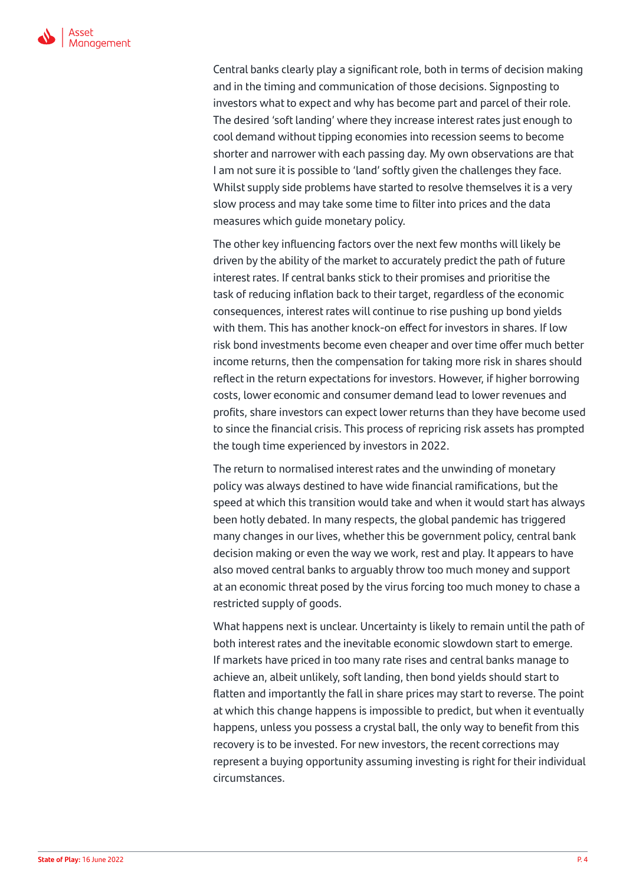Central banks clearly play a significant role, both in terms of decision making and in the timing and communication of those decisions. Signposting to investors what to expect and why has become part and parcel of their role. The desired 'soft landing' where they increase interest rates just enough to cool demand without tipping economies into recession seems to become shorter and narrower with each passing day. My own observations are that I am not sure it is possible to 'land' softly given the challenges they face. Whilst supply side problems have started to resolve themselves it is a very slow process and may take some time to filter into prices and the data measures which guide monetary policy.

The other key influencing factors over the next few months will likely be driven by the ability of the market to accurately predict the path of future interest rates. If central banks stick to their promises and prioritise the task of reducing inflation back to their target, regardless of the economic consequences, interest rates will continue to rise pushing up bond yields with them. This has another knock-on effect for investors in shares. If low risk bond investments become even cheaper and over time offer much better income returns, then the compensation for taking more risk in shares should reflect in the return expectations for investors. However, if higher borrowing costs, lower economic and consumer demand lead to lower revenues and profits, share investors can expect lower returns than they have become used to since the financial crisis. This process of repricing risk assets has prompted the tough time experienced by investors in 2022.

The return to normalised interest rates and the unwinding of monetary policy was always destined to have wide financial ramifications, but the speed at which this transition would take and when it would start has always been hotly debated. In many respects, the global pandemic has triggered many changes in our lives, whether this be government policy, central bank decision making or even the way we work, rest and play. It appears to have also moved central banks to arguably throw too much money and support at an economic threat posed by the virus forcing too much money to chase a restricted supply of goods.

What happens next is unclear. Uncertainty is likely to remain until the path of both interest rates and the inevitable economic slowdown start to emerge. If markets have priced in too many rate rises and central banks manage to achieve an, albeit unlikely, soft landing, then bond yields should start to flatten and importantly the fall in share prices may start to reverse. The point at which this change happens is impossible to predict, but when it eventually happens, unless you possess a crystal ball, the only way to benefit from this recovery is to be invested. For new investors, the recent corrections may represent a buying opportunity assuming investing is right for their individual circumstances.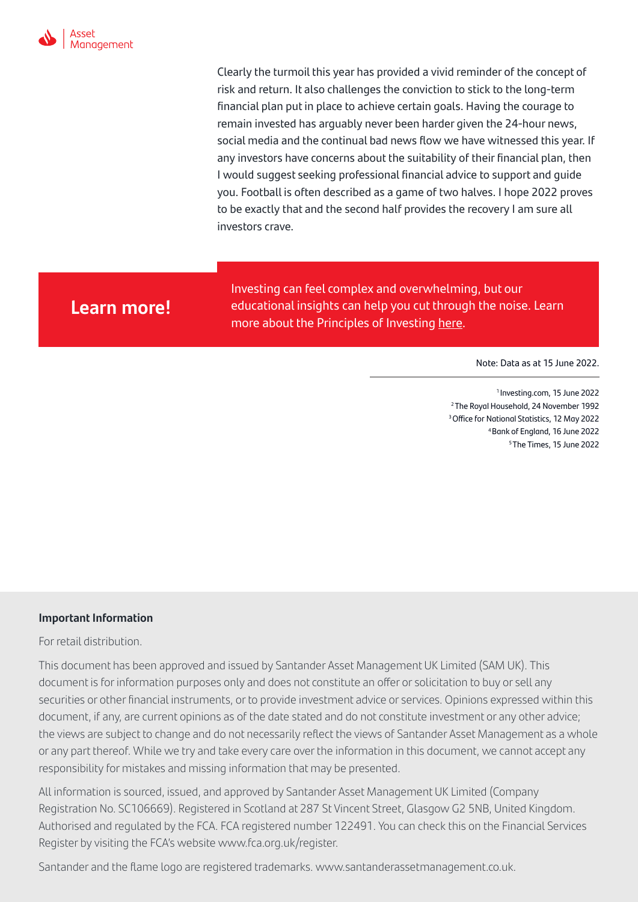Clearly the turmoil this year has provided a vivid reminder of the concept of risk and return. It also challenges the conviction to stick to the long-term financial plan put in place to achieve certain goals. Having the courage to remain invested has arguably never been harder given the 24-hour news, social media and the continual bad news flow we have witnessed this year. If any investors have concerns about the suitability of their financial plan, then I would suggest seeking professional financial advice to support and guide you. Football is often described as a game of two halves. I hope 2022 proves to be exactly that and the second half provides the recovery I am sure all investors crave.

## Learn more!

Investing can feel complex and overwhelming, but our educational insights can help you cut through the noise. Learn more about the Principles of Investing here.

Note: Data as at 15 June 2022.

[1] Investing.com, 15 June 2022
[2] The Royal Household, 24 November 1992
[3] Office for National Statistics, 12 May 2022
[4] Bank of England, 16 June 2022
[5] The Times, 15 June 2022

**Important Information**

For retail distribution.

This document has been approved and issued by Santander Asset Management UK Limited (SAM UK). This document is for information purposes only and does not constitute an offer or solicitation to buy or sell any securities or other financial instruments, or to provide investment advice or services. Opinions expressed within this document, if any, are current opinions as of the date stated and do not constitute investment or any other advice; the views are subject to change and do not necessarily reflect the views of Santander Asset Management as a whole or any part thereof. While we try and take every care over the information in this document, we cannot accept any responsibility for mistakes and missing information that may be presented.

All information is sourced, issued, and approved by Santander Asset Management UK Limited (Company Registration No. SC106669). Registered in Scotland at 287 St Vincent Street, Glasgow G2 5NB, United Kingdom. Authorised and regulated by the FCA. FCA registered number 122491. You can check this on the Financial Services Register by visiting the FCA's website www.fca.org.uk/register.

Santander and the flame logo are registered trademarks. www.santanderassetmanagement.co.uk.